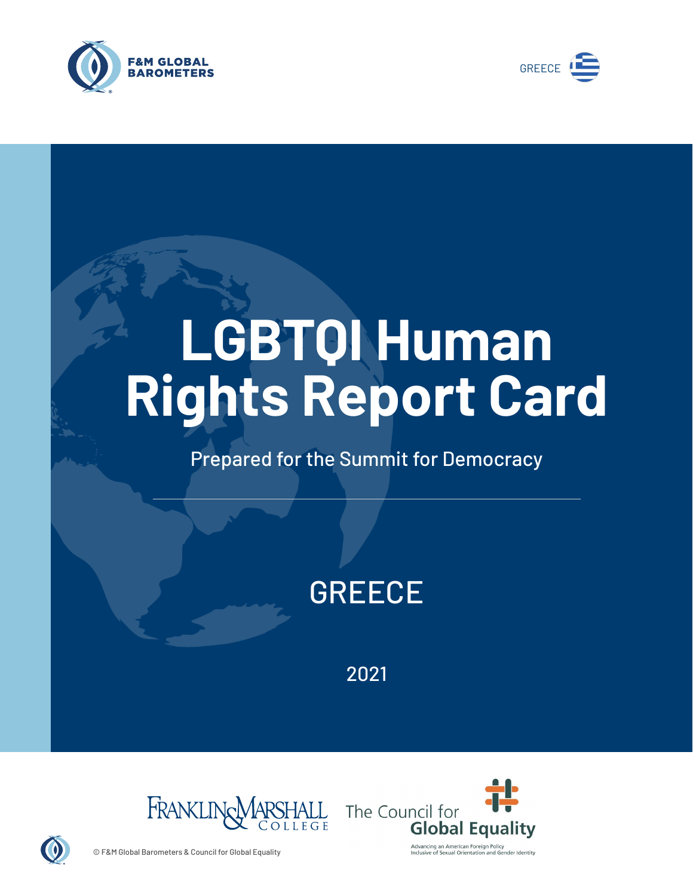F&M GLOBAL BAROMETERS

GREECE

# LGBTQI Human Rights Report Card

Prepared for the Summit for Democracy

## GREECE

2021

Franklin & Marshall College

The Council for Global Equality

Advancing an American Foreign Policy Inclusive of Sexual Orientation and Gender Identity

© F&M Global Barometers & Council for Global Equality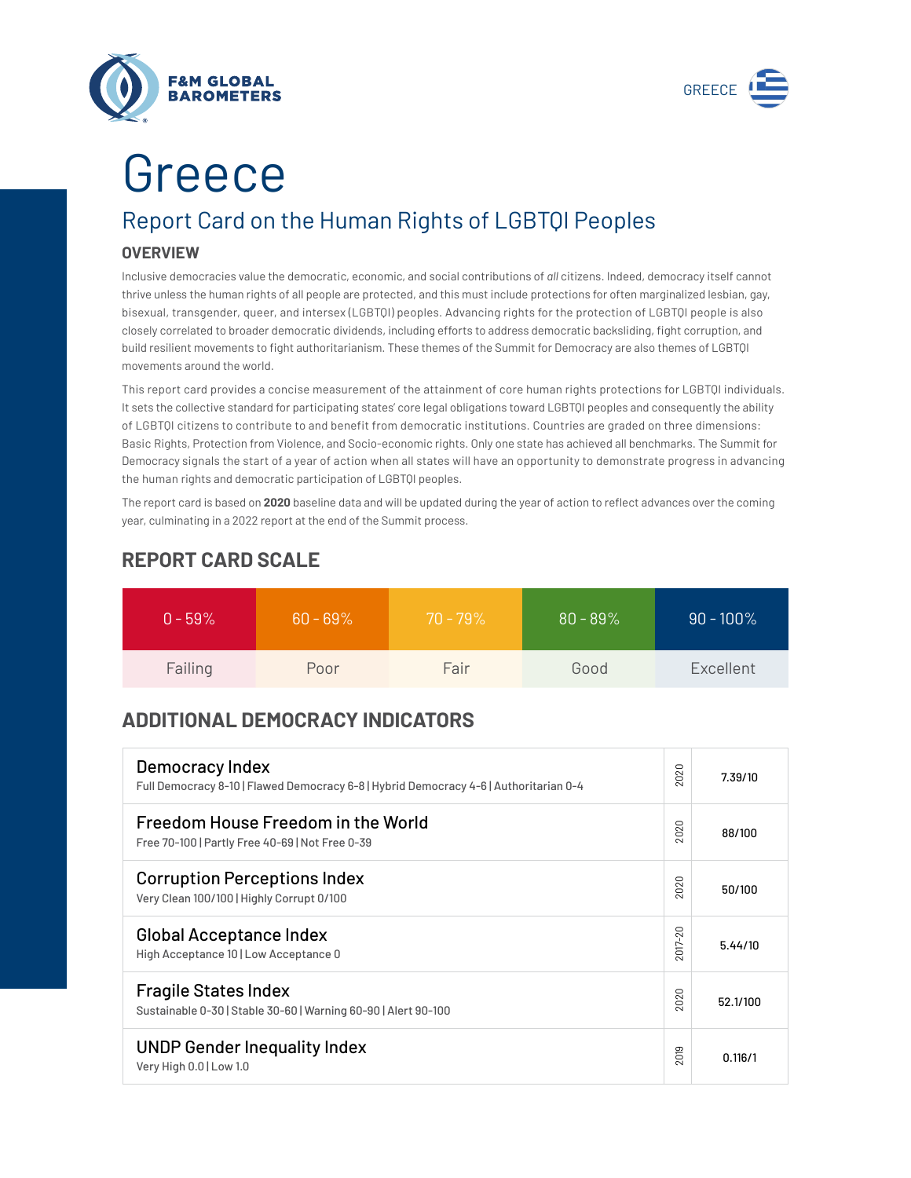# Greece

## Report Card on the Human Rights of LGBTQI Peoples

### OVERVIEW

Inclusive democracies value the democratic, economic, and social contributions of *all* citizens. Indeed, democracy itself cannot thrive unless the human rights of all people are protected, and this must include protections for often marginalized lesbian, gay, bisexual, transgender, queer, and intersex (LGBTQI) peoples. Advancing rights for the protection of LGBTQI people is also closely correlated to broader democratic dividends, including efforts to address democratic backsliding, fight corruption, and build resilient movements to fight authoritarianism. These themes of the Summit for Democracy are also themes of LGBTQI movements around the world.

This report card provides a concise measurement of the attainment of core human rights protections for LGBTQI individuals. It sets the collective standard for participating states' core legal obligations toward LGBTQI peoples and consequently the ability of LGBTQI citizens to contribute to and benefit from democratic institutions. Countries are graded on three dimensions: Basic Rights, Protection from Violence, and Socio-economic rights. Only one state has achieved all benchmarks. The Summit for Democracy signals the start of a year of action when all states will have an opportunity to demonstrate progress in advancing the human rights and democratic participation of LGBTQI peoples.

The report card is based on **2020** baseline data and will be updated during the year of action to reflect advances over the coming year, culminating in a 2022 report at the end of the Summit process.

## REPORT CARD SCALE

| 0 - 59% | 60 - 69% | 70 - 79% | 80 - 89% | 90 - 100% |
|---|---|---|---|---|
| Failing | Poor | Fair | Good | Excellent |

## ADDITIONAL DEMOCRACY INDICATORS

| Indicator | Year | Score |
|---|---|---|
| Democracy Index<br>Full Democracy 8-10 \| Flawed Democracy 6-8 \| Hybrid Democracy 4-6 \| Authoritarian 0-4 | 2020 | 7.39/10 |
| Freedom House Freedom in the World<br>Free 70-100 \| Partly Free 40-69 \| Not Free 0-39 | 2020 | 88/100 |
| Corruption Perceptions Index<br>Very Clean 100/100 \| Highly Corrupt 0/100 | 2020 | 50/100 |
| Global Acceptance Index<br>High Acceptance 10 \| Low Acceptance 0 | 2017-20 | 5.44/10 |
| Fragile States Index<br>Sustainable 0-30 \| Stable 30-60 \| Warning 60-90 \| Alert 90-100 | 2020 | 52.1/100 |
| UNDP Gender Inequality Index<br>Very High 0.0 \| Low 1.0 | 2019 | 0.116/1 |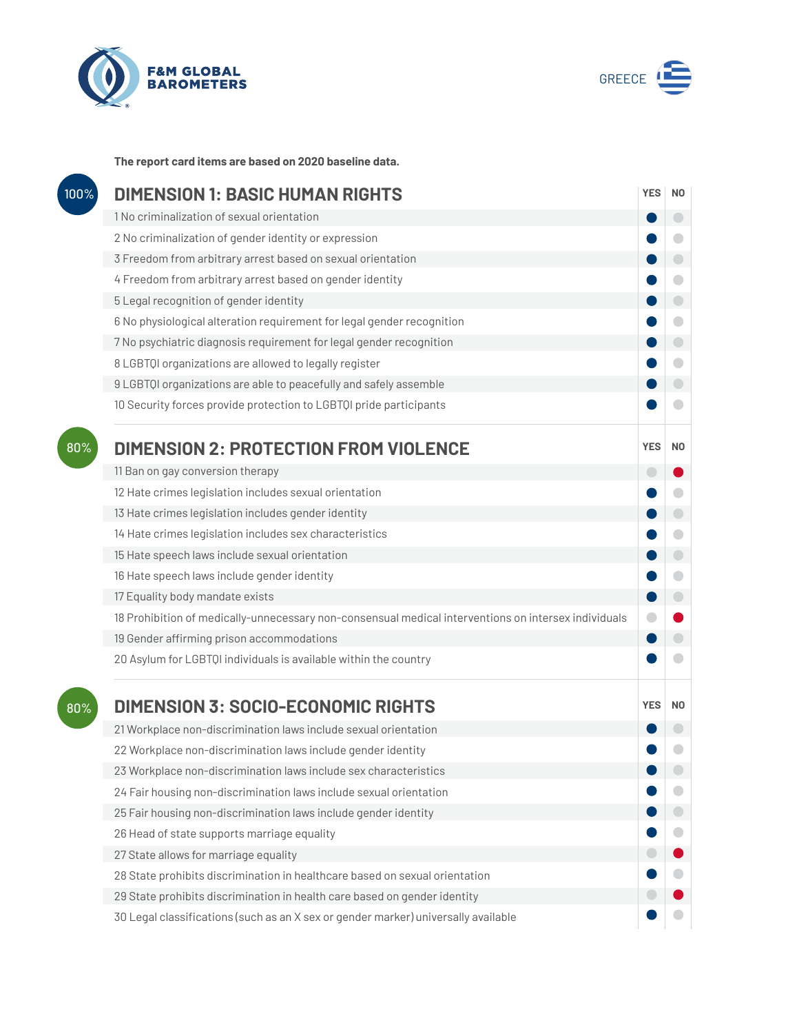F&M GLOBAL BAROMETERS

GREECE

**The report card items are based on 2020 baseline data.**

## 100% DIMENSION 1: BASIC HUMAN RIGHTS

| | YES | NO |
|---|---|---|
| 1 No criminalization of sexual orientation | ● | |
| 2 No criminalization of gender identity or expression | ● | |
| 3 Freedom from arbitrary arrest based on sexual orientation | ● | |
| 4 Freedom from arbitrary arrest based on gender identity | ● | |
| 5 Legal recognition of gender identity | ● | |
| 6 No physiological alteration requirement for legal gender recognition | ● | |
| 7 No psychiatric diagnosis requirement for legal gender recognition | ● | |
| 8 LGBTQI organizations are allowed to legally register | ● | |
| 9 LGBTQI organizations are able to peacefully and safely assemble | ● | |
| 10 Security forces provide protection to LGBTQI pride participants | ● | |

## 80% DIMENSION 2: PROTECTION FROM VIOLENCE

| | YES | NO |
|---|---|---|
| 11 Ban on gay conversion therapy | | ● |
| 12 Hate crimes legislation includes sexual orientation | ● | |
| 13 Hate crimes legislation includes gender identity | ● | |
| 14 Hate crimes legislation includes sex characteristics | ● | |
| 15 Hate speech laws include sexual orientation | ● | |
| 16 Hate speech laws include gender identity | ● | |
| 17 Equality body mandate exists | ● | |
| 18 Prohibition of medically-unnecessary non-consensual medical interventions on intersex individuals | | ● |
| 19 Gender affirming prison accommodations | ● | |
| 20 Asylum for LGBTQI individuals is available within the country | ● | |

## 80% DIMENSION 3: SOCIO-ECONOMIC RIGHTS

| | YES | NO |
|---|---|---|
| 21 Workplace non-discrimination laws include sexual orientation | ● | |
| 22 Workplace non-discrimination laws include gender identity | ● | |
| 23 Workplace non-discrimination laws include sex characteristics | ● | |
| 24 Fair housing non-discrimination laws include sexual orientation | ● | |
| 25 Fair housing non-discrimination laws include gender identity | ● | |
| 26 Head of state supports marriage equality | ● | |
| 27 State allows for marriage equality | | ● |
| 28 State prohibits discrimination in healthcare based on sexual orientation | ● | |
| 29 State prohibits discrimination in health care based on gender identity | | ● |
| 30 Legal classifications (such as an X sex or gender marker) universally available | ● | |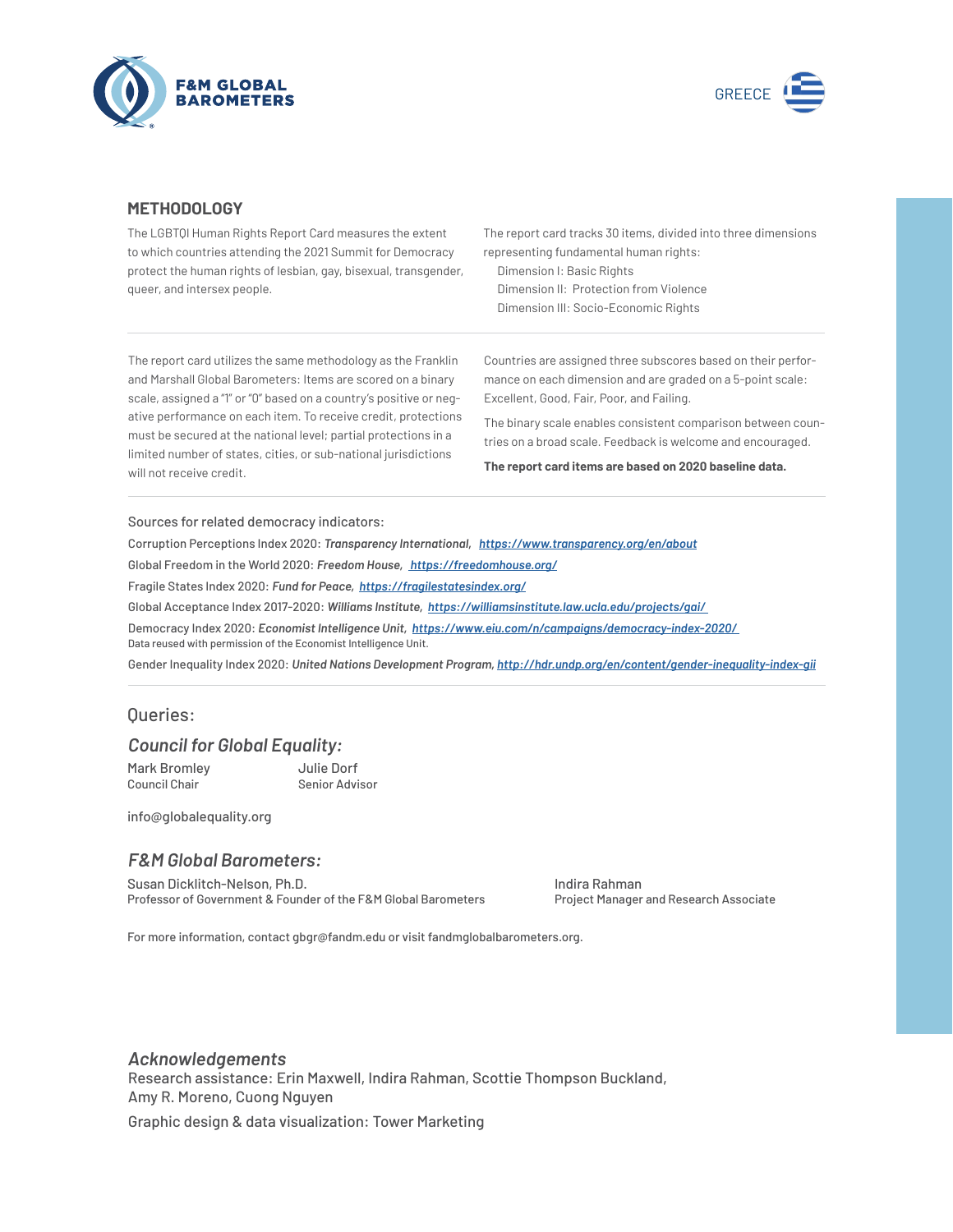F&M GLOBAL BAROMETERS

GREECE

## METHODOLOGY

The LGBTQI Human Rights Report Card measures the extent to which countries attending the 2021 Summit for Democracy protect the human rights of lesbian, gay, bisexual, transgender, queer, and intersex people.

The report card tracks 30 items, divided into three dimensions representing fundamental human rights:

- Dimension I: Basic Rights
- Dimension II: Protection from Violence
- Dimension III: Socio-Economic Rights

The report card utilizes the same methodology as the Franklin and Marshall Global Barometers: Items are scored on a binary scale, assigned a "1" or "0" based on a country's positive or negative performance on each item. To receive credit, protections must be secured at the national level; partial protections in a limited number of states, cities, or sub-national jurisdictions will not receive credit.

Countries are assigned three subscores based on their performance on each dimension and are graded on a 5-point scale: Excellent, Good, Fair, Poor, and Failing.

The binary scale enables consistent comparison between countries on a broad scale. Feedback is welcome and encouraged.

**The report card items are based on 2020 baseline data.**

Sources for related democracy indicators:

Corruption Perceptions Index 2020: ***Transparency International,*** https://www.transparency.org/en/about

Global Freedom in the World 2020: ***Freedom House,*** https://freedomhouse.org/

Fragile States Index 2020: ***Fund for Peace,*** https://fragilestatesindex.org/

Global Acceptance Index 2017-2020: ***Williams Institute,*** https://williamsinstitute.law.ucla.edu/projects/gai/

Democracy Index 2020: ***Economist Intelligence Unit,*** https://www.eiu.com/n/campaigns/democracy-index-2020/
Data reused with permission of the Economist Intelligence Unit.

Gender Inequality Index 2020: ***United Nations Development Program,*** http://hdr.undp.org/en/content/gender-inequality-index-gii

## Queries:

### *Council for Global Equality:*

Mark Bromley
Council Chair

Julie Dorf
Senior Advisor

info@globalequality.org

### *F&M Global Barometers:*

Susan Dicklitch-Nelson, Ph.D.
Professor of Government & Founder of the F&M Global Barometers

Indira Rahman
Project Manager and Research Associate

For more information, contact gbgr@fandm.edu or visit fandmglobalbarometers.org.

### *Acknowledgements*

Research assistance: Erin Maxwell, Indira Rahman, Scottie Thompson Buckland, Amy R. Moreno, Cuong Nguyen

Graphic design & data visualization: Tower Marketing